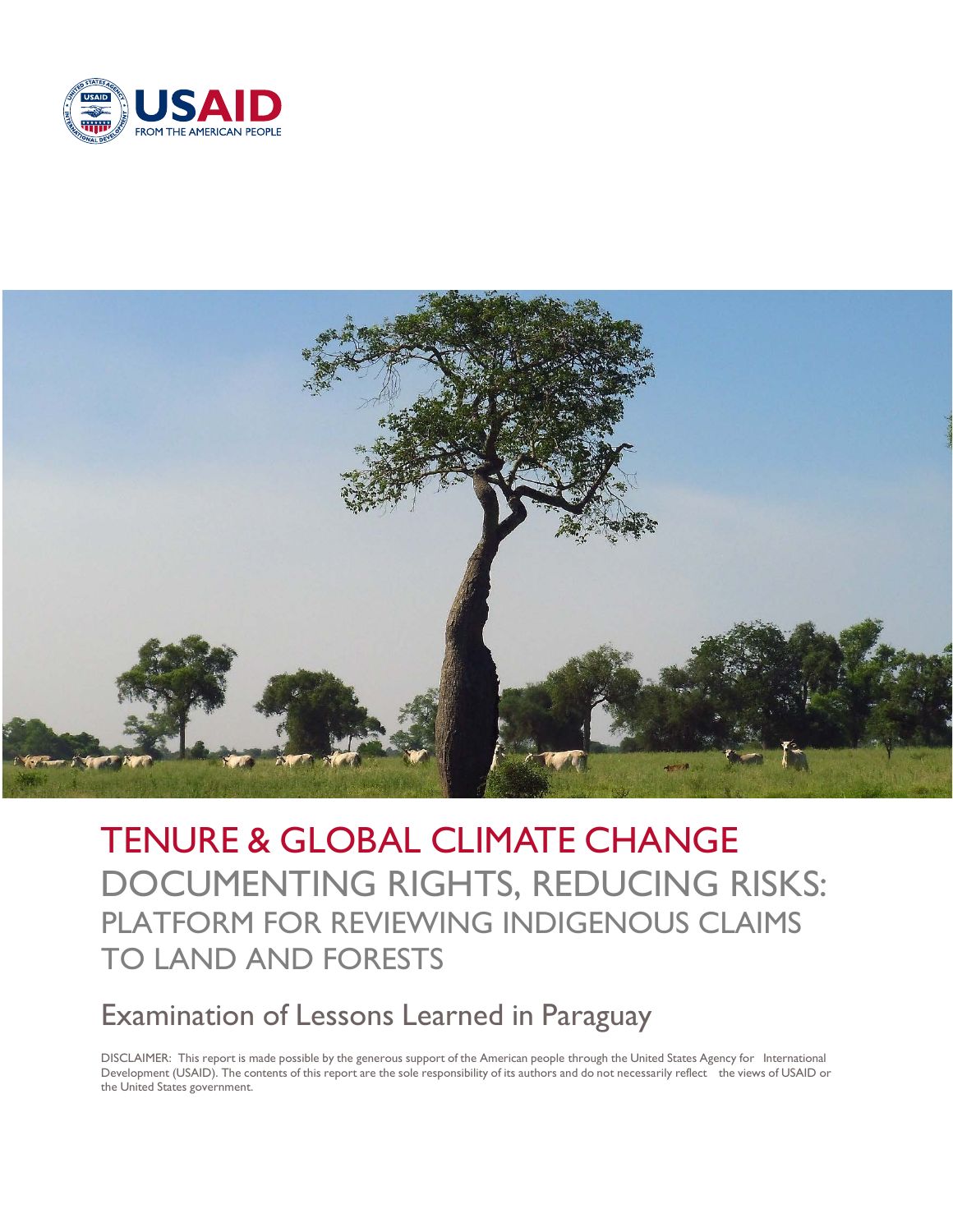USAID
FROM THE AMERICAN PEOPLE

# TENURE & GLOBAL CLIMATE CHANGE

## DOCUMENTING RIGHTS, REDUCING RISKS: PLATFORM FOR REVIEWING INDIGENOUS CLAIMS TO LAND AND FORESTS

## Examination of Lessons Learned in Paraguay

DISCLAIMER: This report is made possible by the generous support of the American people through the United States Agency for International Development (USAID). The contents of this report are the sole responsibility of its authors and do not necessarily reflect the views of USAID or the United States government.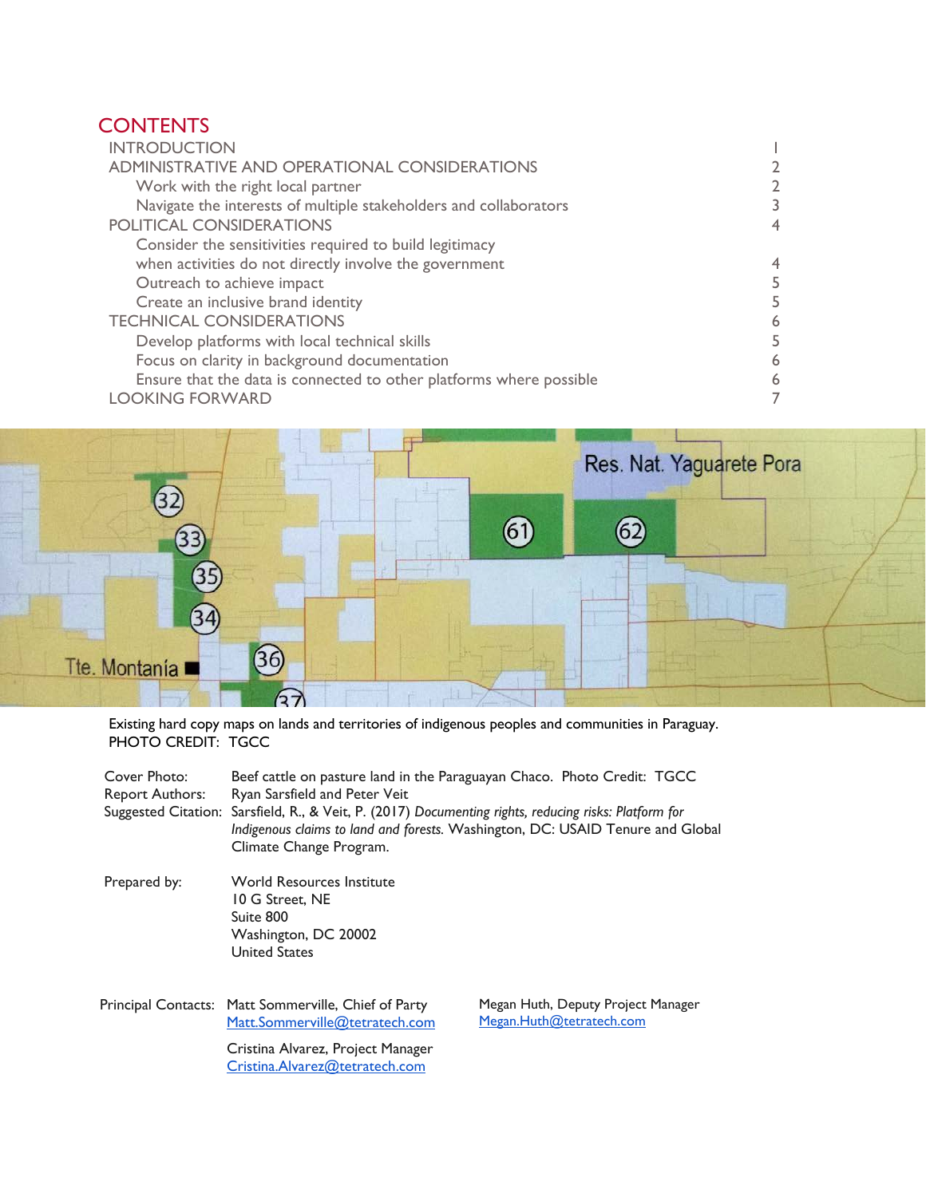# CONTENTS

| | |
|---|---|
| INTRODUCTION | 1 |
| ADMINISTRATIVE AND OPERATIONAL CONSIDERATIONS | 2 |
| Work with the right local partner | 2 |
| Navigate the interests of multiple stakeholders and collaborators | 3 |
| POLITICAL CONSIDERATIONS | 4 |
| Consider the sensitivities required to build legitimacy when activities do not directly involve the government | 4 |
| Outreach to achieve impact | 5 |
| Create an inclusive brand identity | 5 |
| TECHNICAL CONSIDERATIONS | 6 |
| Develop platforms with local technical skills | 5 |
| Focus on clarity in background documentation | 6 |
| Ensure that the data is connected to other platforms where possible | 6 |
| LOOKING FORWARD | 7 |

Existing hard copy maps on lands and territories of indigenous peoples and communities in Paraguay.
PHOTO CREDIT: TGCC

Cover Photo: Beef cattle on pasture land in the Paraguayan Chaco. Photo Credit: TGCC

Report Authors: Ryan Sarsfield and Peter Veit

Suggested Citation: Sarsfield, R., & Veit, P. (2017) *Documenting rights, reducing risks: Platform for Indigenous claims to land and forests.* Washington, DC: USAID Tenure and Global Climate Change Program.

Prepared by: World Resources Institute
10 G Street, NE
Suite 800
Washington, DC 20002
United States

Principal Contacts: Matt Sommerville, Chief of Party
Matt.Sommerville@tetratech.com

Cristina Alvarez, Project Manager
Cristina.Alvarez@tetratech.com

Megan Huth, Deputy Project Manager
Megan.Huth@tetratech.com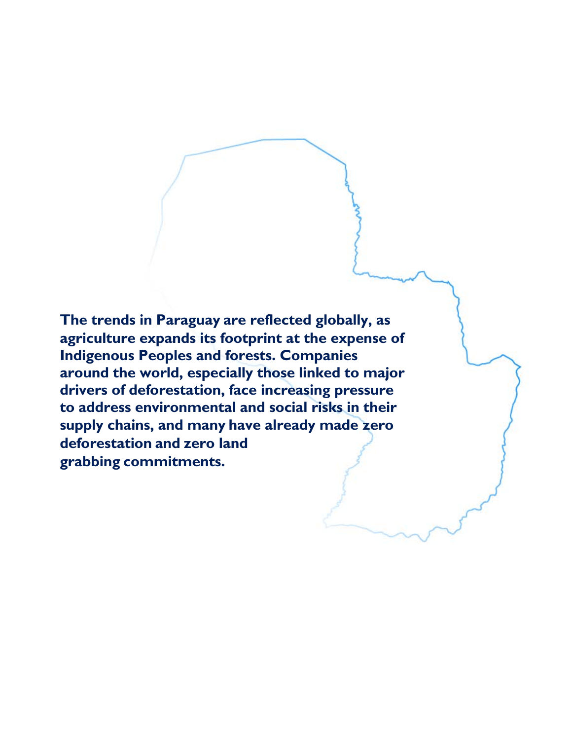**The trends in Paraguay are reflected globally, as agriculture expands its footprint at the expense of Indigenous Peoples and forests. Companies around the world, especially those linked to major drivers of deforestation, face increasing pressure to address environmental and social risks in their supply chains, and many have already made zero deforestation and zero land grabbing commitments.**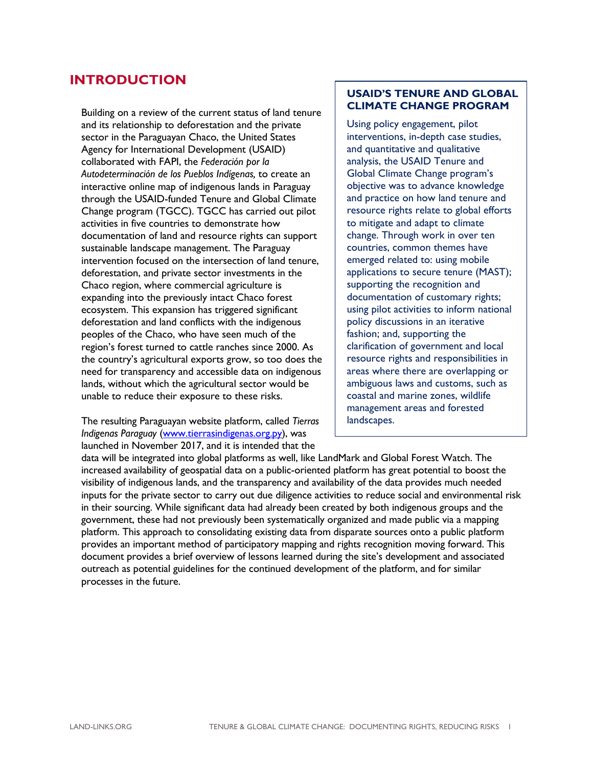# INTRODUCTION

Building on a review of the current status of land tenure and its relationship to deforestation and the private sector in the Paraguayan Chaco, the United States Agency for International Development (USAID) collaborated with FAPI, the *Federación por la Autodeterminación de los Pueblos Indígenas,* to create an interactive online map of indigenous lands in Paraguay through the USAID-funded Tenure and Global Climate Change program (TGCC). TGCC has carried out pilot activities in five countries to demonstrate how documentation of land and resource rights can support sustainable landscape management. The Paraguay intervention focused on the intersection of land tenure, deforestation, and private sector investments in the Chaco region, where commercial agriculture is expanding into the previously intact Chaco forest ecosystem. This expansion has triggered significant deforestation and land conflicts with the indigenous peoples of the Chaco, who have seen much of the region's forest turned to cattle ranches since 2000. As the country's agricultural exports grow, so too does the need for transparency and accessible data on indigenous lands, without which the agricultural sector would be unable to reduce their exposure to these risks.

The resulting Paraguayan website platform, called *Tierras Indigenas Paraguay* ([www.tierrasindigenas.org.py](www.tierrasindigenas.org.py)), was launched in November 2017, and it is intended that the data will be integrated into global platforms as well, like LandMark and Global Forest Watch. The increased availability of geospatial data on a public-oriented platform has great potential to boost the visibility of indigenous lands, and the transparency and availability of the data provides much needed inputs for the private sector to carry out due diligence activities to reduce social and environmental risk in their sourcing. While significant data had already been created by both indigenous groups and the government, these had not previously been systematically organized and made public via a mapping platform. This approach to consolidating existing data from disparate sources onto a public platform provides an important method of participatory mapping and rights recognition moving forward. This document provides a brief overview of lessons learned during the site's development and associated outreach as potential guidelines for the continued development of the platform, and for similar processes in the future.

## USAID'S TENURE AND GLOBAL CLIMATE CHANGE PROGRAM

Using policy engagement, pilot interventions, in-depth case studies, and quantitative and qualitative analysis, the USAID Tenure and Global Climate Change program's objective was to advance knowledge and practice on how land tenure and resource rights relate to global efforts to mitigate and adapt to climate change. Through work in over ten countries, common themes have emerged related to: using mobile applications to secure tenure (MAST); supporting the recognition and documentation of customary rights; using pilot activities to inform national policy discussions in an iterative fashion; and, supporting the clarification of government and local resource rights and responsibilities in areas where there are overlapping or ambiguous laws and customs, such as coastal and marine zones, wildlife management areas and forested landscapes.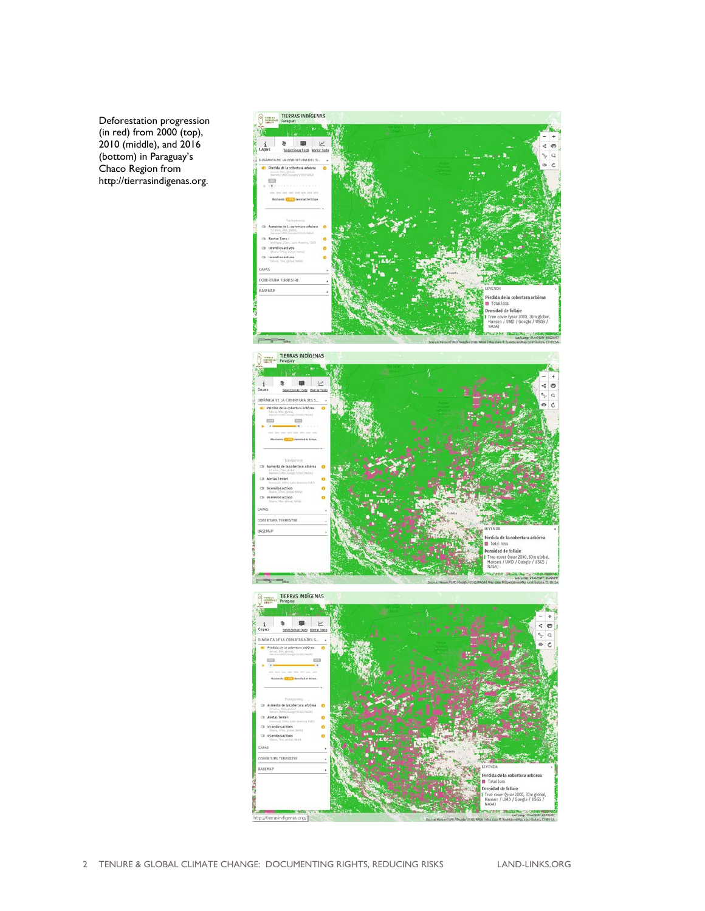Deforestation progression (in red) from 2000 (top), 2010 (middle), and 2016 (bottom) in Paraguay's Chaco Region from http://tierrasindigenas.org.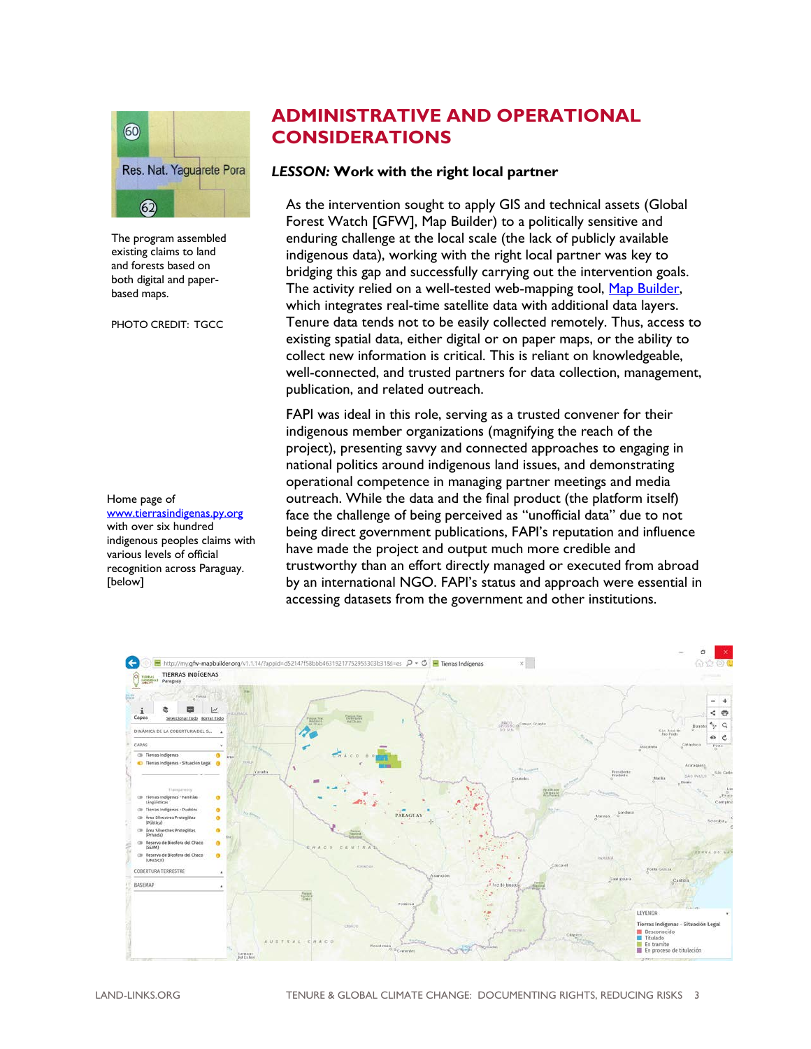The program assembled existing claims to land and forests based on both digital and paper-based maps.

PHOTO CREDIT: TGCC

## ADMINISTRATIVE AND OPERATIONAL CONSIDERATIONS

### *LESSON:* Work with the right local partner

As the intervention sought to apply GIS and technical assets (Global Forest Watch [GFW], Map Builder) to a politically sensitive and enduring challenge at the local scale (the lack of publicly available indigenous data), working with the right local partner was key to bridging this gap and successfully carrying out the intervention goals. The activity relied on a well-tested web-mapping tool, Map Builder, which integrates real-time satellite data with additional data layers. Tenure data tends not to be easily collected remotely. Thus, access to existing spatial data, either digital or on paper maps, or the ability to collect new information is critical. This is reliant on knowledgeable, well-connected, and trusted partners for data collection, management, publication, and related outreach.

FAPI was ideal in this role, serving as a trusted convener for their indigenous member organizations (magnifying the reach of the project), presenting savvy and connected approaches to engaging in national politics around indigenous land issues, and demonstrating operational competence in managing partner meetings and media outreach. While the data and the final product (the platform itself) face the challenge of being perceived as "unofficial data" due to not being direct government publications, FAPI's reputation and influence have made the project and output much more credible and trustworthy than an effort directly managed or executed from abroad by an international NGO. FAPI's status and approach were essential in accessing datasets from the government and other institutions.

Home page of www.tierrasindigenas.py.org with over six hundred indigenous peoples claims with various levels of official recognition across Paraguay. [below]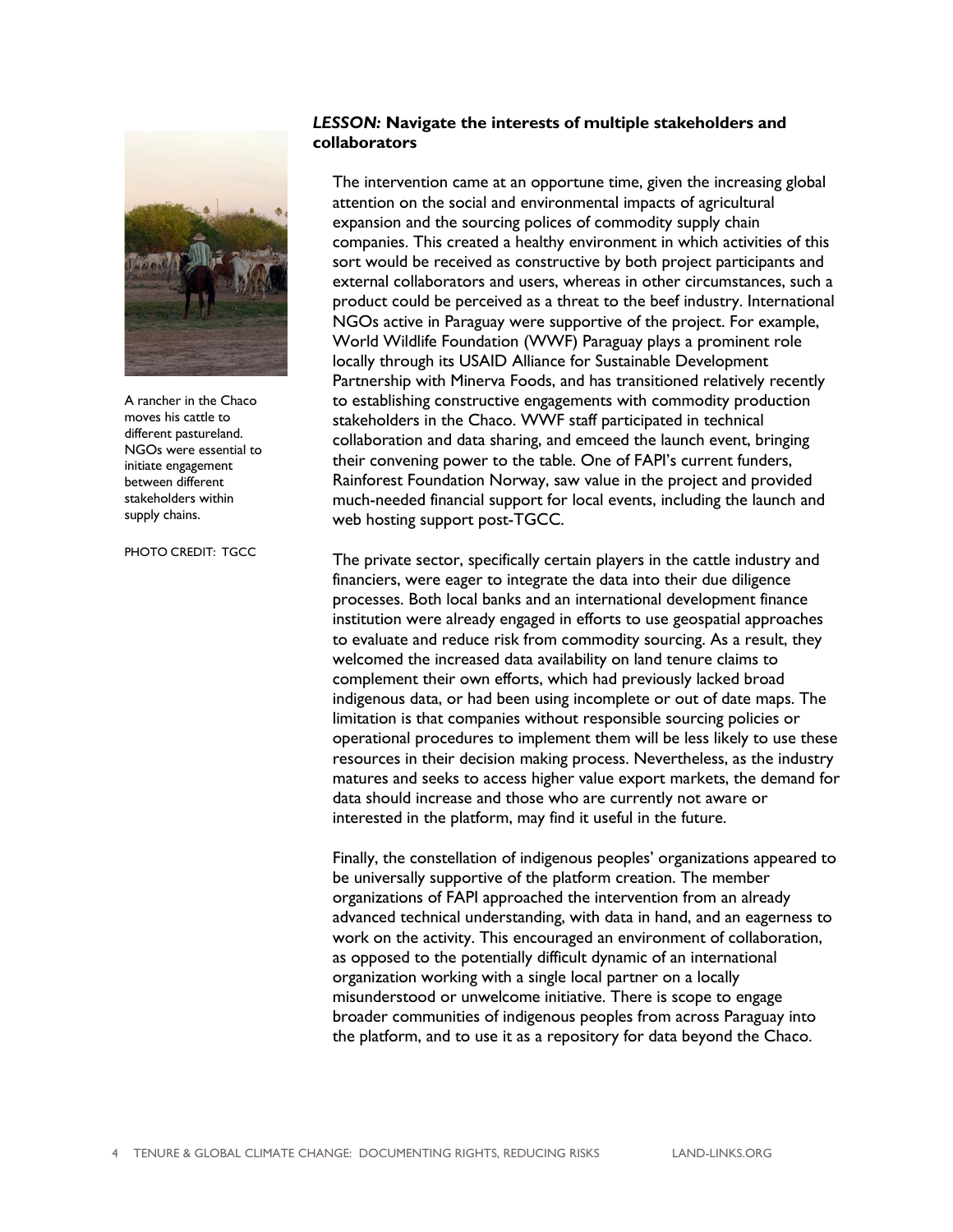### *LESSON:* **Navigate the interests of multiple stakeholders and collaborators**

The intervention came at an opportune time, given the increasing global attention on the social and environmental impacts of agricultural expansion and the sourcing polices of commodity supply chain companies. This created a healthy environment in which activities of this sort would be received as constructive by both project participants and external collaborators and users, whereas in other circumstances, such a product could be perceived as a threat to the beef industry. International NGOs active in Paraguay were supportive of the project. For example, World Wildlife Foundation (WWF) Paraguay plays a prominent role locally through its USAID Alliance for Sustainable Development Partnership with Minerva Foods, and has transitioned relatively recently to establishing constructive engagements with commodity production stakeholders in the Chaco. WWF staff participated in technical collaboration and data sharing, and emceed the launch event, bringing their convening power to the table. One of FAPI's current funders, Rainforest Foundation Norway, saw value in the project and provided much-needed financial support for local events, including the launch and web hosting support post-TGCC.

A rancher in the Chaco moves his cattle to different pastureland. NGOs were essential to initiate engagement between different stakeholders within supply chains.

PHOTO CREDIT: TGCC

The private sector, specifically certain players in the cattle industry and financiers, were eager to integrate the data into their due diligence processes. Both local banks and an international development finance institution were already engaged in efforts to use geospatial approaches to evaluate and reduce risk from commodity sourcing. As a result, they welcomed the increased data availability on land tenure claims to complement their own efforts, which had previously lacked broad indigenous data, or had been using incomplete or out of date maps. The limitation is that companies without responsible sourcing policies or operational procedures to implement them will be less likely to use these resources in their decision making process. Nevertheless, as the industry matures and seeks to access higher value export markets, the demand for data should increase and those who are currently not aware or interested in the platform, may find it useful in the future.

Finally, the constellation of indigenous peoples' organizations appeared to be universally supportive of the platform creation. The member organizations of FAPI approached the intervention from an already advanced technical understanding, with data in hand, and an eagerness to work on the activity. This encouraged an environment of collaboration, as opposed to the potentially difficult dynamic of an international organization working with a single local partner on a locally misunderstood or unwelcome initiative. There is scope to engage broader communities of indigenous peoples from across Paraguay into the platform, and to use it as a repository for data beyond the Chaco.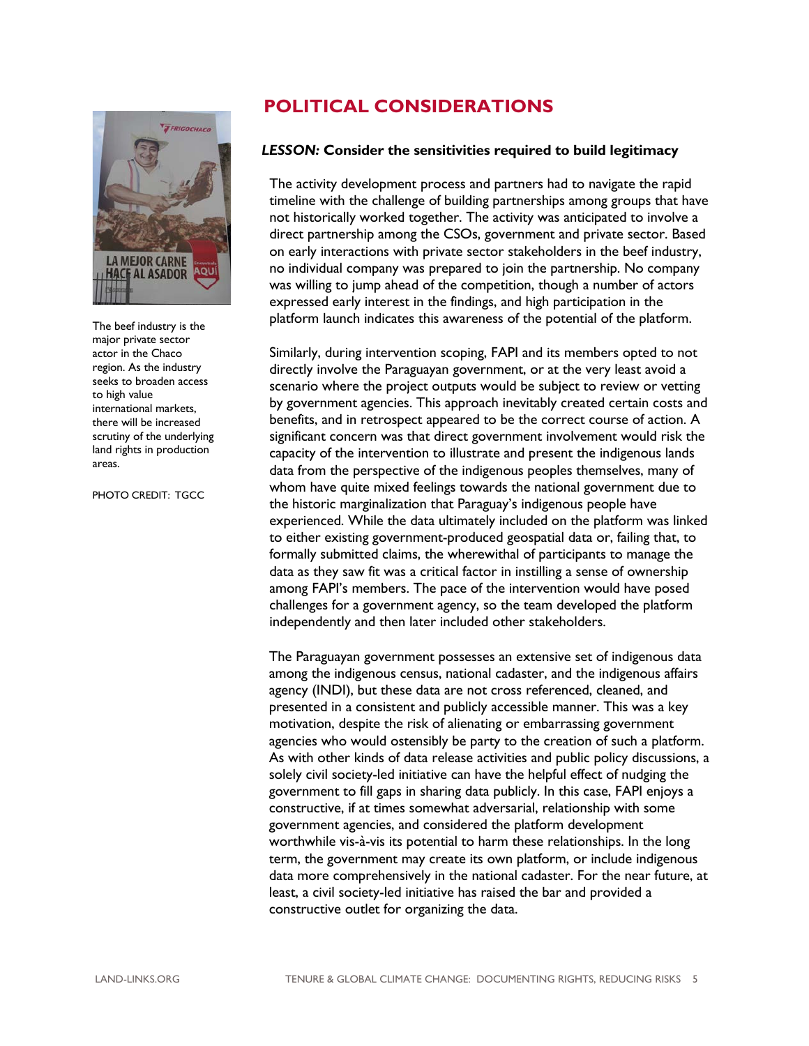# POLITICAL CONSIDERATIONS

***LESSON:*** **Consider the sensitivities required to build legitimacy**

The activity development process and partners had to navigate the rapid timeline with the challenge of building partnerships among groups that have not historically worked together. The activity was anticipated to involve a direct partnership among the CSOs, government and private sector. Based on early interactions with private sector stakeholders in the beef industry, no individual company was prepared to join the partnership. No company was willing to jump ahead of the competition, though a number of actors expressed early interest in the findings, and high participation in the platform launch indicates this awareness of the potential of the platform.

Similarly, during intervention scoping, FAPI and its members opted to not directly involve the Paraguayan government, or at the very least avoid a scenario where the project outputs would be subject to review or vetting by government agencies. This approach inevitably created certain costs and benefits, and in retrospect appeared to be the correct course of action. A significant concern was that direct government involvement would risk the capacity of the intervention to illustrate and present the indigenous lands data from the perspective of the indigenous peoples themselves, many of whom have quite mixed feelings towards the national government due to the historic marginalization that Paraguay's indigenous people have experienced. While the data ultimately included on the platform was linked to either existing government-produced geospatial data or, failing that, to formally submitted claims, the wherewithal of participants to manage the data as they saw fit was a critical factor in instilling a sense of ownership among FAPI's members. The pace of the intervention would have posed challenges for a government agency, so the team developed the platform independently and then later included other stakeholders.

The Paraguayan government possesses an extensive set of indigenous data among the indigenous census, national cadaster, and the indigenous affairs agency (INDI), but these data are not cross referenced, cleaned, and presented in a consistent and publicly accessible manner. This was a key motivation, despite the risk of alienating or embarrassing government agencies who would ostensibly be party to the creation of such a platform. As with other kinds of data release activities and public policy discussions, a solely civil society-led initiative can have the helpful effect of nudging the government to fill gaps in sharing data publicly. In this case, FAPI enjoys a constructive, if at times somewhat adversarial, relationship with some government agencies, and considered the platform development worthwhile vis-à-vis its potential to harm these relationships. In the long term, the government may create its own platform, or include indigenous data more comprehensively in the national cadaster. For the near future, at least, a civil society-led initiative has raised the bar and provided a constructive outlet for organizing the data.

The beef industry is the major private sector actor in the Chaco region. As the industry seeks to broaden access to high value international markets, there will be increased scrutiny of the underlying land rights in production areas.

PHOTO CREDIT: TGCC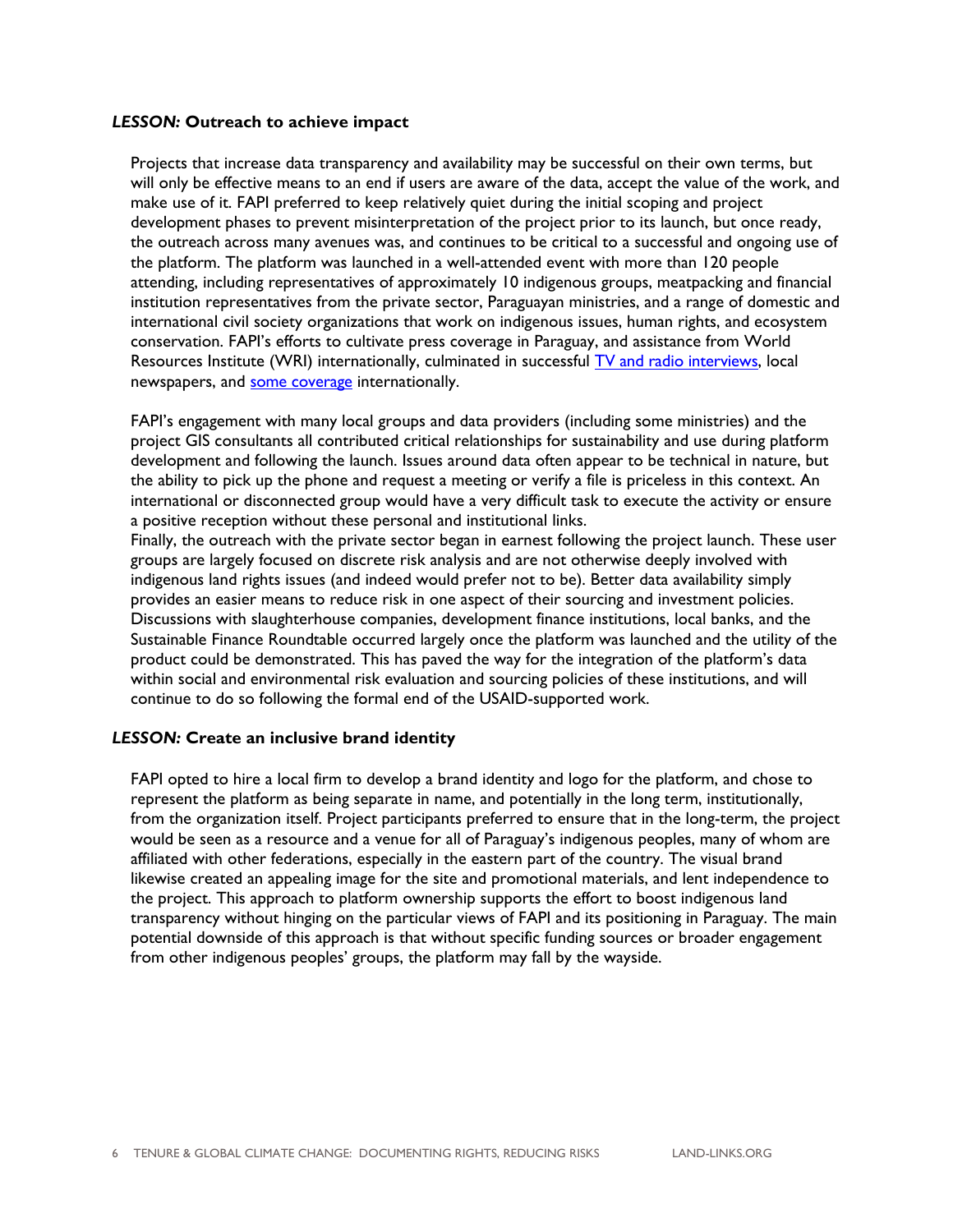### *LESSON:* Outreach to achieve impact

Projects that increase data transparency and availability may be successful on their own terms, but will only be effective means to an end if users are aware of the data, accept the value of the work, and make use of it. FAPI preferred to keep relatively quiet during the initial scoping and project development phases to prevent misinterpretation of the project prior to its launch, but once ready, the outreach across many avenues was, and continues to be critical to a successful and ongoing use of the platform. The platform was launched in a well-attended event with more than 120 people attending, including representatives of approximately 10 indigenous groups, meatpacking and financial institution representatives from the private sector, Paraguayan ministries, and a range of domestic and international civil society organizations that work on indigenous issues, human rights, and ecosystem conservation. FAPI's efforts to cultivate press coverage in Paraguay, and assistance from World Resources Institute (WRI) internationally, culminated in successful TV and radio interviews, local newspapers, and some coverage internationally.

FAPI's engagement with many local groups and data providers (including some ministries) and the project GIS consultants all contributed critical relationships for sustainability and use during platform development and following the launch. Issues around data often appear to be technical in nature, but the ability to pick up the phone and request a meeting or verify a file is priceless in this context. An international or disconnected group would have a very difficult task to execute the activity or ensure a positive reception without these personal and institutional links.

Finally, the outreach with the private sector began in earnest following the project launch. These user groups are largely focused on discrete risk analysis and are not otherwise deeply involved with indigenous land rights issues (and indeed would prefer not to be). Better data availability simply provides an easier means to reduce risk in one aspect of their sourcing and investment policies. Discussions with slaughterhouse companies, development finance institutions, local banks, and the Sustainable Finance Roundtable occurred largely once the platform was launched and the utility of the product could be demonstrated. This has paved the way for the integration of the platform's data within social and environmental risk evaluation and sourcing policies of these institutions, and will continue to do so following the formal end of the USAID-supported work.

### *LESSON:* Create an inclusive brand identity

FAPI opted to hire a local firm to develop a brand identity and logo for the platform, and chose to represent the platform as being separate in name, and potentially in the long term, institutionally, from the organization itself. Project participants preferred to ensure that in the long-term, the project would be seen as a resource and a venue for all of Paraguay's indigenous peoples, many of whom are affiliated with other federations, especially in the eastern part of the country. The visual brand likewise created an appealing image for the site and promotional materials, and lent independence to the project. This approach to platform ownership supports the effort to boost indigenous land transparency without hinging on the particular views of FAPI and its positioning in Paraguay. The main potential downside of this approach is that without specific funding sources or broader engagement from other indigenous peoples' groups, the platform may fall by the wayside.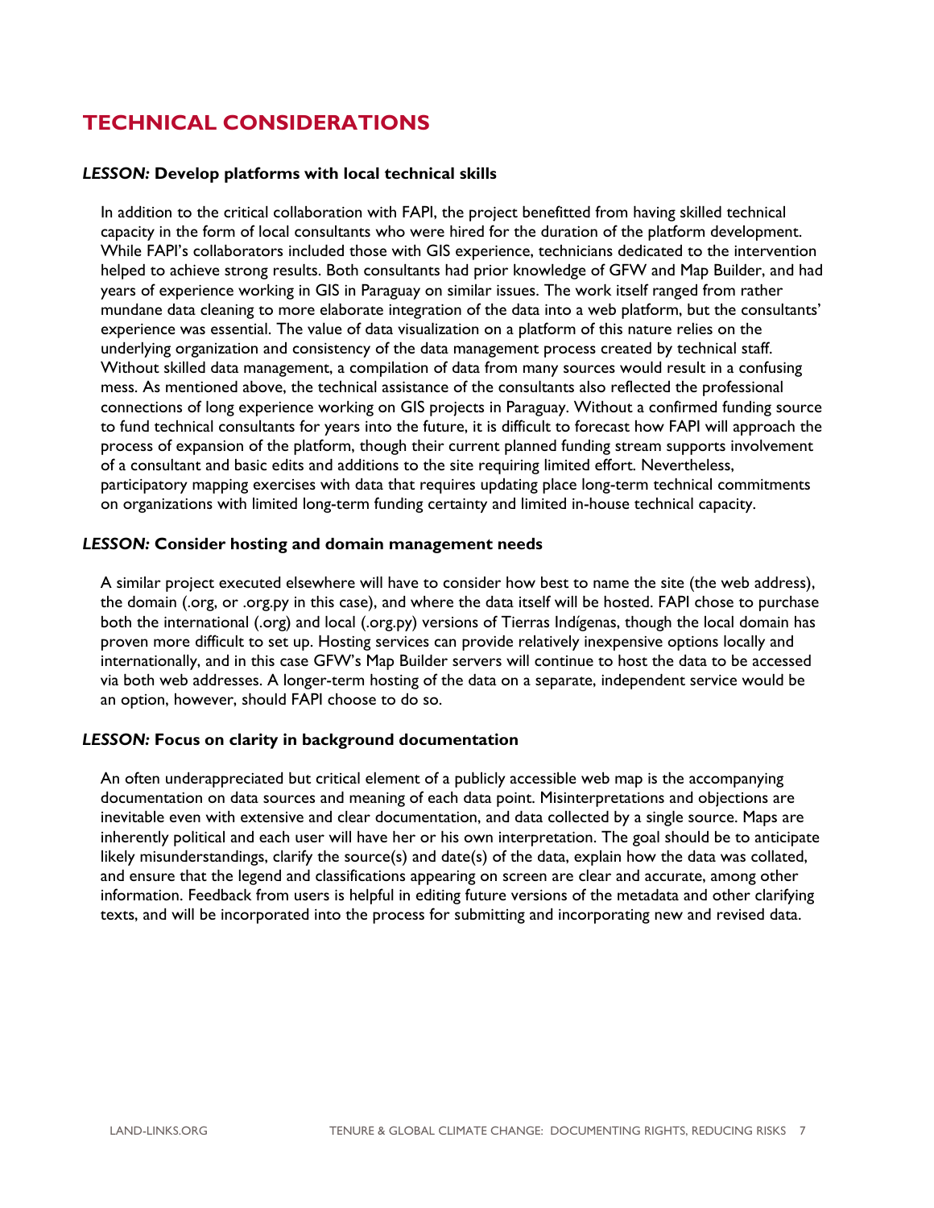## TECHNICAL CONSIDERATIONS

### *LESSON:* Develop platforms with local technical skills

In addition to the critical collaboration with FAPI, the project benefitted from having skilled technical capacity in the form of local consultants who were hired for the duration of the platform development. While FAPI's collaborators included those with GIS experience, technicians dedicated to the intervention helped to achieve strong results. Both consultants had prior knowledge of GFW and Map Builder, and had years of experience working in GIS in Paraguay on similar issues. The work itself ranged from rather mundane data cleaning to more elaborate integration of the data into a web platform, but the consultants' experience was essential. The value of data visualization on a platform of this nature relies on the underlying organization and consistency of the data management process created by technical staff. Without skilled data management, a compilation of data from many sources would result in a confusing mess. As mentioned above, the technical assistance of the consultants also reflected the professional connections of long experience working on GIS projects in Paraguay. Without a confirmed funding source to fund technical consultants for years into the future, it is difficult to forecast how FAPI will approach the process of expansion of the platform, though their current planned funding stream supports involvement of a consultant and basic edits and additions to the site requiring limited effort. Nevertheless, participatory mapping exercises with data that requires updating place long-term technical commitments on organizations with limited long-term funding certainty and limited in-house technical capacity.

### *LESSON:* Consider hosting and domain management needs

A similar project executed elsewhere will have to consider how best to name the site (the web address), the domain (.org, or .org.py in this case), and where the data itself will be hosted. FAPI chose to purchase both the international (.org) and local (.org.py) versions of Tierras Indígenas, though the local domain has proven more difficult to set up. Hosting services can provide relatively inexpensive options locally and internationally, and in this case GFW's Map Builder servers will continue to host the data to be accessed via both web addresses. A longer-term hosting of the data on a separate, independent service would be an option, however, should FAPI choose to do so.

### *LESSON:* Focus on clarity in background documentation

An often underappreciated but critical element of a publicly accessible web map is the accompanying documentation on data sources and meaning of each data point. Misinterpretations and objections are inevitable even with extensive and clear documentation, and data collected by a single source. Maps are inherently political and each user will have her or his own interpretation. The goal should be to anticipate likely misunderstandings, clarify the source(s) and date(s) of the data, explain how the data was collated, and ensure that the legend and classifications appearing on screen are clear and accurate, among other information. Feedback from users is helpful in editing future versions of the metadata and other clarifying texts, and will be incorporated into the process for submitting and incorporating new and revised data.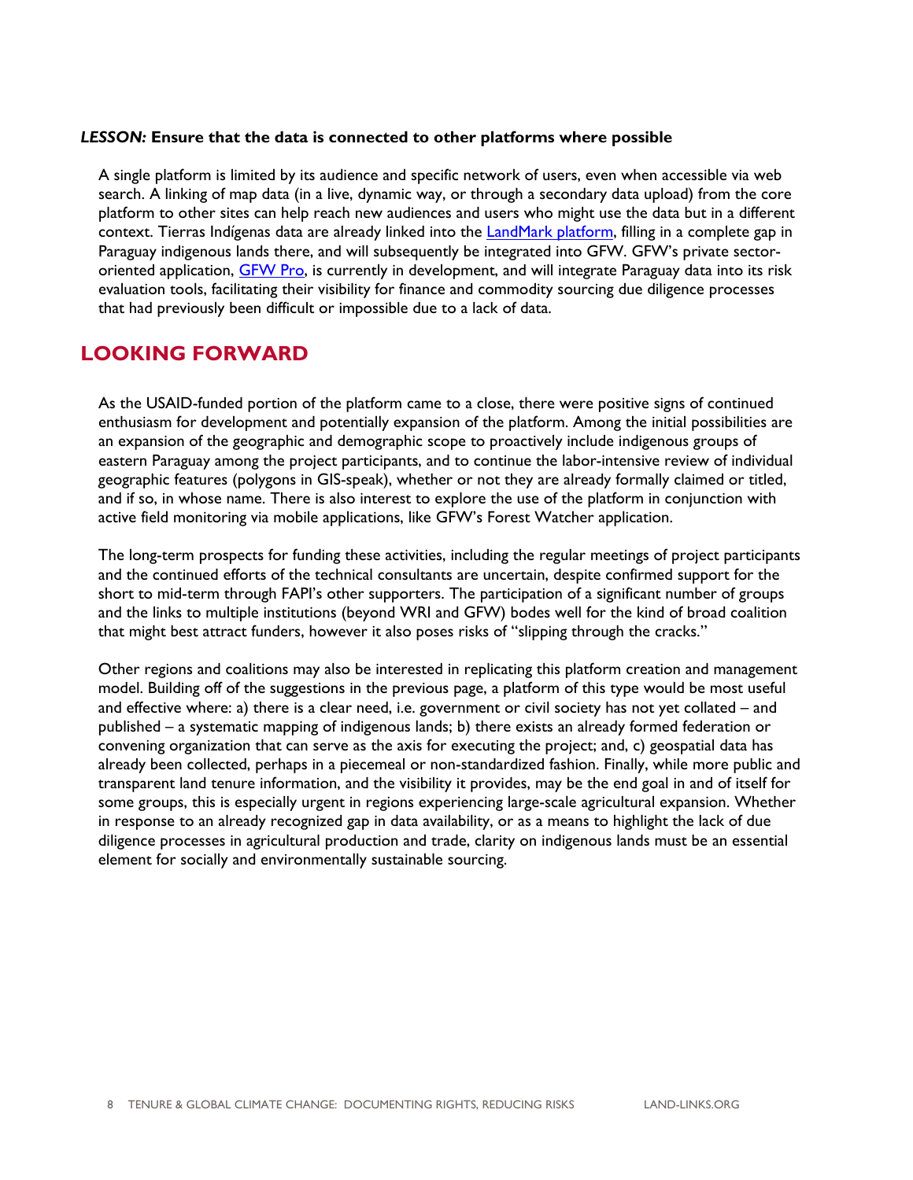***LESSON:* Ensure that the data is connected to other platforms where possible**

A single platform is limited by its audience and specific network of users, even when accessible via web search. A linking of map data (in a live, dynamic way, or through a secondary data upload) from the core platform to other sites can help reach new audiences and users who might use the data but in a different context. Tierras Indígenas data are already linked into the LandMark platform, filling in a complete gap in Paraguay indigenous lands there, and will subsequently be integrated into GFW. GFW's private sector-oriented application, GFW Pro, is currently in development, and will integrate Paraguay data into its risk evaluation tools, facilitating their visibility for finance and commodity sourcing due diligence processes that had previously been difficult or impossible due to a lack of data.

## LOOKING FORWARD

As the USAID-funded portion of the platform came to a close, there were positive signs of continued enthusiasm for development and potentially expansion of the platform. Among the initial possibilities are an expansion of the geographic and demographic scope to proactively include indigenous groups of eastern Paraguay among the project participants, and to continue the labor-intensive review of individual geographic features (polygons in GIS-speak), whether or not they are already formally claimed or titled, and if so, in whose name. There is also interest to explore the use of the platform in conjunction with active field monitoring via mobile applications, like GFW's Forest Watcher application.

The long-term prospects for funding these activities, including the regular meetings of project participants and the continued efforts of the technical consultants are uncertain, despite confirmed support for the short to mid-term through FAPI's other supporters. The participation of a significant number of groups and the links to multiple institutions (beyond WRI and GFW) bodes well for the kind of broad coalition that might best attract funders, however it also poses risks of "slipping through the cracks."

Other regions and coalitions may also be interested in replicating this platform creation and management model. Building off of the suggestions in the previous page, a platform of this type would be most useful and effective where: a) there is a clear need, i.e. government or civil society has not yet collated – and published – a systematic mapping of indigenous lands; b) there exists an already formed federation or convening organization that can serve as the axis for executing the project; and, c) geospatial data has already been collected, perhaps in a piecemeal or non-standardized fashion. Finally, while more public and transparent land tenure information, and the visibility it provides, may be the end goal in and of itself for some groups, this is especially urgent in regions experiencing large-scale agricultural expansion. Whether in response to an already recognized gap in data availability, or as a means to highlight the lack of due diligence processes in agricultural production and trade, clarity on indigenous lands must be an essential element for socially and environmentally sustainable sourcing.